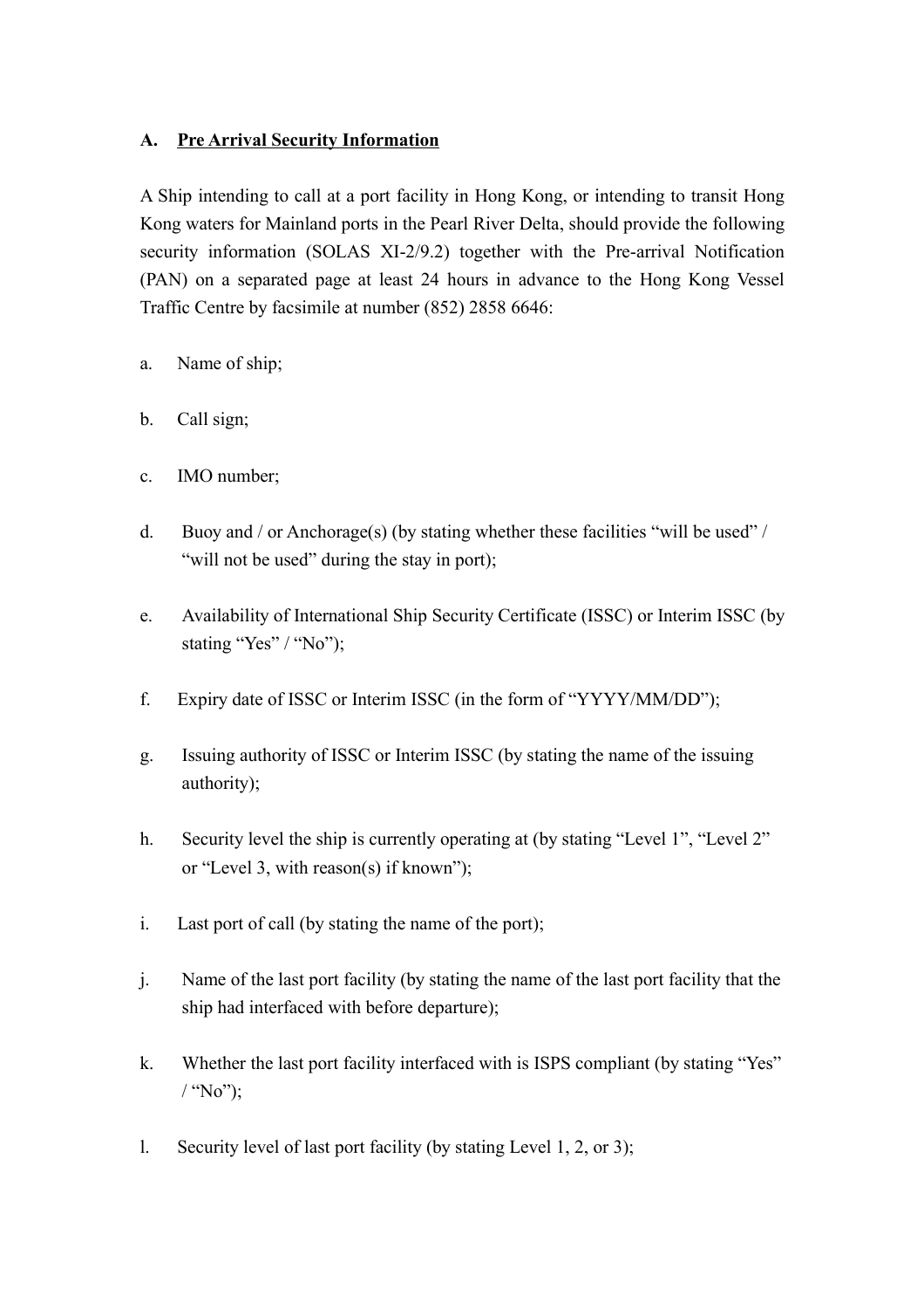## A. <u>Pre Arrival Security Information</u>

A Ship intending to call at a port facility in Hong Kong, or intending to transit Hong Kong waters for Mainland ports in the Pearl River Delta, should provide the following security information (SOLAS XI-2/9.2) together with the Pre-arrival Notification (PAN) on a separated page at least 24 hours in advance to the Hong Kong Vessel Traffic Centre by facsimile at number (852) 2858 6646:

a. Name of ship;

b. Call sign;

c. IMO number;

d. Buoy and / or Anchorage(s) (by stating whether these facilities "will be used" / "will not be used" during the stay in port);

e. Availability of International Ship Security Certificate (ISSC) or Interim ISSC (by stating "Yes" / "No");

f. Expiry date of ISSC or Interim ISSC (in the form of "YYYY/MM/DD");

g. Issuing authority of ISSC or Interim ISSC (by stating the name of the issuing authority);

h. Security level the ship is currently operating at (by stating "Level 1", "Level 2" or "Level 3, with reason(s) if known");

i. Last port of call (by stating the name of the port);

j. Name of the last port facility (by stating the name of the last port facility that the ship had interfaced with before departure);

k. Whether the last port facility interfaced with is ISPS compliant (by stating "Yes" / "No");

l. Security level of last port facility (by stating Level 1, 2, or 3);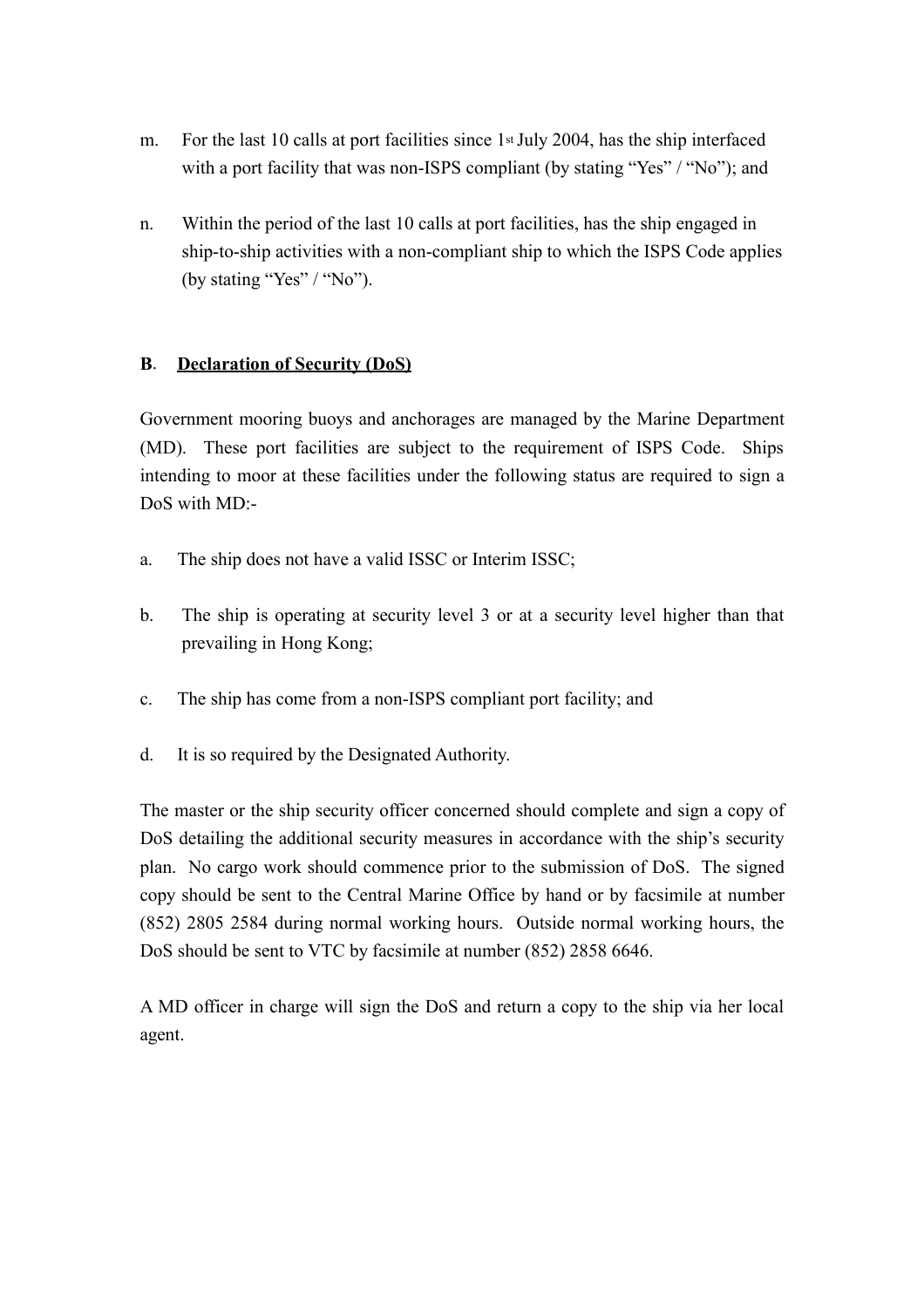m. For the last 10 calls at port facilities since 1st July 2004, has the ship interfaced with a port facility that was non-ISPS compliant (by stating "Yes" / "No"); and

n. Within the period of the last 10 calls at port facilities, has the ship engaged in ship-to-ship activities with a non-compliant ship to which the ISPS Code applies (by stating "Yes" / "No").

**B**. **Declaration of Security (DoS)**

Government mooring buoys and anchorages are managed by the Marine Department (MD). These port facilities are subject to the requirement of ISPS Code. Ships intending to moor at these facilities under the following status are required to sign a DoS with MD:-

a. The ship does not have a valid ISSC or Interim ISSC;

b. The ship is operating at security level 3 or at a security level higher than that prevailing in Hong Kong;

c. The ship has come from a non-ISPS compliant port facility; and

d. It is so required by the Designated Authority.

The master or the ship security officer concerned should complete and sign a copy of DoS detailing the additional security measures in accordance with the ship's security plan. No cargo work should commence prior to the submission of DoS. The signed copy should be sent to the Central Marine Office by hand or by facsimile at number (852) 2805 2584 during normal working hours. Outside normal working hours, the DoS should be sent to VTC by facsimile at number (852) 2858 6646.

A MD officer in charge will sign the DoS and return a copy to the ship via her local agent.